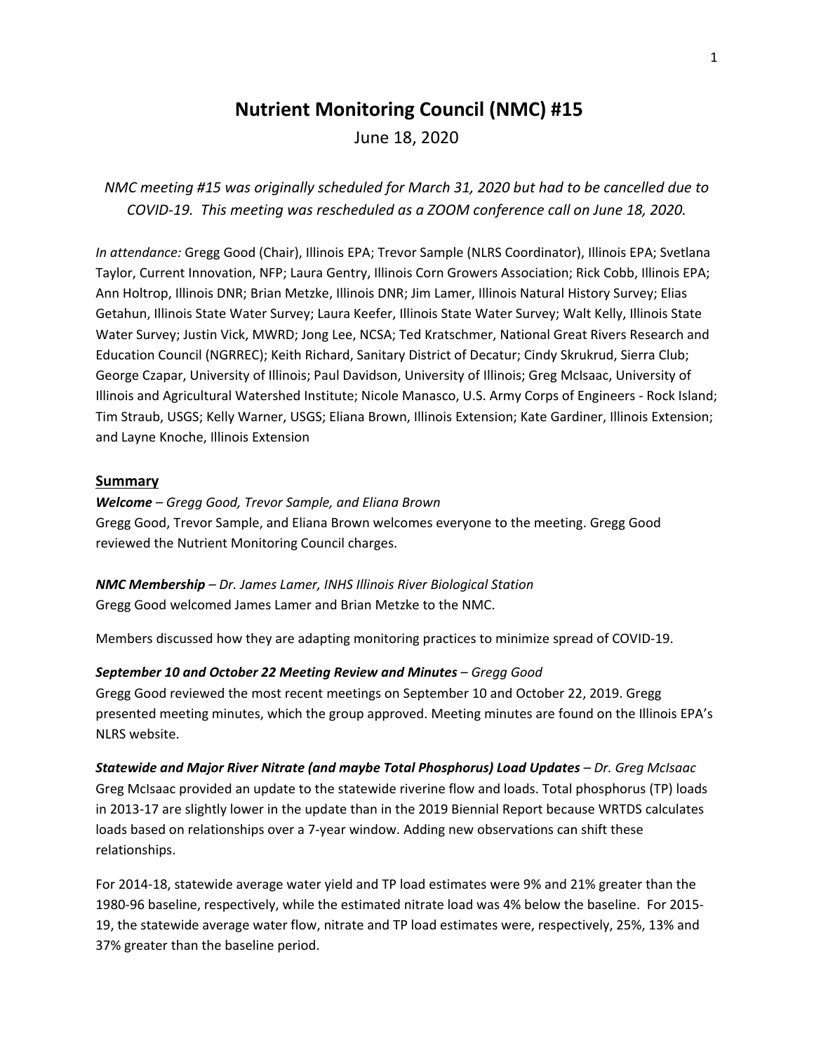# Nutrient Monitoring Council (NMC) #15

June 18, 2020

*NMC meeting #15 was originally scheduled for March 31, 2020 but had to be cancelled due to COVID-19. This meeting was rescheduled as a ZOOM conference call on June 18, 2020.*

*In attendance:* Gregg Good (Chair), Illinois EPA; Trevor Sample (NLRS Coordinator), Illinois EPA; Svetlana Taylor, Current Innovation, NFP; Laura Gentry, Illinois Corn Growers Association; Rick Cobb, Illinois EPA; Ann Holtrop, Illinois DNR; Brian Metzke, Illinois DNR; Jim Lamer, Illinois Natural History Survey; Elias Getahun, Illinois State Water Survey; Laura Keefer, Illinois State Water Survey; Walt Kelly, Illinois State Water Survey; Justin Vick, MWRD; Jong Lee, NCSA; Ted Kratschmer, National Great Rivers Research and Education Council (NGRREC); Keith Richard, Sanitary District of Decatur; Cindy Skrukrud, Sierra Club; George Czapar, University of Illinois; Paul Davidson, University of Illinois; Greg McIsaac, University of Illinois and Agricultural Watershed Institute; Nicole Manasco, U.S. Army Corps of Engineers - Rock Island; Tim Straub, USGS; Kelly Warner, USGS; Eliana Brown, Illinois Extension; Kate Gardiner, Illinois Extension; and Layne Knoche, Illinois Extension

## Summary

***Welcome*** *– Gregg Good, Trevor Sample, and Eliana Brown*

Gregg Good, Trevor Sample, and Eliana Brown welcomes everyone to the meeting. Gregg Good reviewed the Nutrient Monitoring Council charges.

***NMC Membership*** *– Dr. James Lamer, INHS Illinois River Biological Station*

Gregg Good welcomed James Lamer and Brian Metzke to the NMC.

Members discussed how they are adapting monitoring practices to minimize spread of COVID-19.

***September 10 and October 22 Meeting Review and Minutes*** *– Gregg Good*

Gregg Good reviewed the most recent meetings on September 10 and October 22, 2019. Gregg presented meeting minutes, which the group approved. Meeting minutes are found on the Illinois EPA's NLRS website.

***Statewide and Major River Nitrate (and maybe Total Phosphorus) Load Updates*** *– Dr. Greg McIsaac*

Greg McIsaac provided an update to the statewide riverine flow and loads. Total phosphorus (TP) loads in 2013-17 are slightly lower in the update than in the 2019 Biennial Report because WRTDS calculates loads based on relationships over a 7-year window. Adding new observations can shift these relationships.

For 2014-18, statewide average water yield and TP load estimates were 9% and 21% greater than the 1980-96 baseline, respectively, while the estimated nitrate load was 4% below the baseline. For 2015-19, the statewide average water flow, nitrate and TP load estimates were, respectively, 25%, 13% and 37% greater than the baseline period.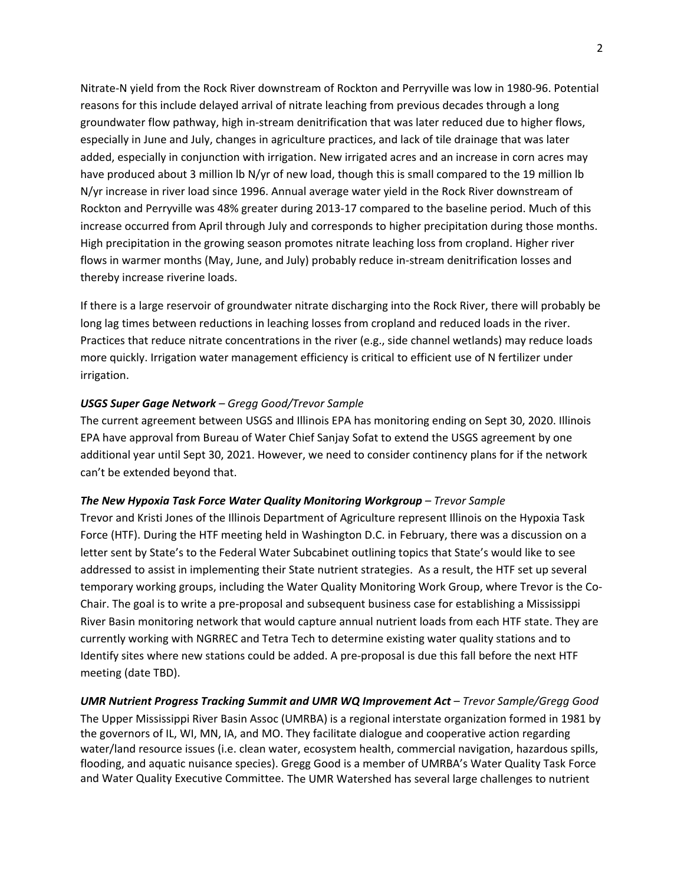Nitrate-N yield from the Rock River downstream of Rockton and Perryville was low in 1980-96. Potential reasons for this include delayed arrival of nitrate leaching from previous decades through a long groundwater flow pathway, high in-stream denitrification that was later reduced due to higher flows, especially in June and July, changes in agriculture practices, and lack of tile drainage that was later added, especially in conjunction with irrigation. New irrigated acres and an increase in corn acres may have produced about 3 million lb N/yr of new load, though this is small compared to the 19 million lb N/yr increase in river load since 1996. Annual average water yield in the Rock River downstream of Rockton and Perryville was 48% greater during 2013-17 compared to the baseline period. Much of this increase occurred from April through July and corresponds to higher precipitation during those months. High precipitation in the growing season promotes nitrate leaching loss from cropland. Higher river flows in warmer months (May, June, and July) probably reduce in-stream denitrification losses and thereby increase riverine loads.

If there is a large reservoir of groundwater nitrate discharging into the Rock River, there will probably be long lag times between reductions in leaching losses from cropland and reduced loads in the river. Practices that reduce nitrate concentrations in the river (e.g., side channel wetlands) may reduce loads more quickly. Irrigation water management efficiency is critical to efficient use of N fertilizer under irrigation.

***USGS Super Gage Network*** *– Gregg Good/Trevor Sample*

The current agreement between USGS and Illinois EPA has monitoring ending on Sept 30, 2020. Illinois EPA have approval from Bureau of Water Chief Sanjay Sofat to extend the USGS agreement by one additional year until Sept 30, 2021. However, we need to consider continency plans for if the network can't be extended beyond that.

***The New Hypoxia Task Force Water Quality Monitoring Workgroup*** *– Trevor Sample*

Trevor and Kristi Jones of the Illinois Department of Agriculture represent Illinois on the Hypoxia Task Force (HTF). During the HTF meeting held in Washington D.C. in February, there was a discussion on a letter sent by State's to the Federal Water Subcabinet outlining topics that State's would like to see addressed to assist in implementing their State nutrient strategies. As a result, the HTF set up several temporary working groups, including the Water Quality Monitoring Work Group, where Trevor is the Co-Chair. The goal is to write a pre-proposal and subsequent business case for establishing a Mississippi River Basin monitoring network that would capture annual nutrient loads from each HTF state. They are currently working with NGRREC and Tetra Tech to determine existing water quality stations and to Identify sites where new stations could be added. A pre-proposal is due this fall before the next HTF meeting (date TBD).

***UMR Nutrient Progress Tracking Summit and UMR WQ Improvement Act*** *– Trevor Sample/Gregg Good*

The Upper Mississippi River Basin Assoc (UMRBA) is a regional interstate organization formed in 1981 by the governors of IL, WI, MN, IA, and MO. They facilitate dialogue and cooperative action regarding water/land resource issues (i.e. clean water, ecosystem health, commercial navigation, hazardous spills, flooding, and aquatic nuisance species). Gregg Good is a member of UMRBA's Water Quality Task Force and Water Quality Executive Committee. The UMR Watershed has several large challenges to nutrient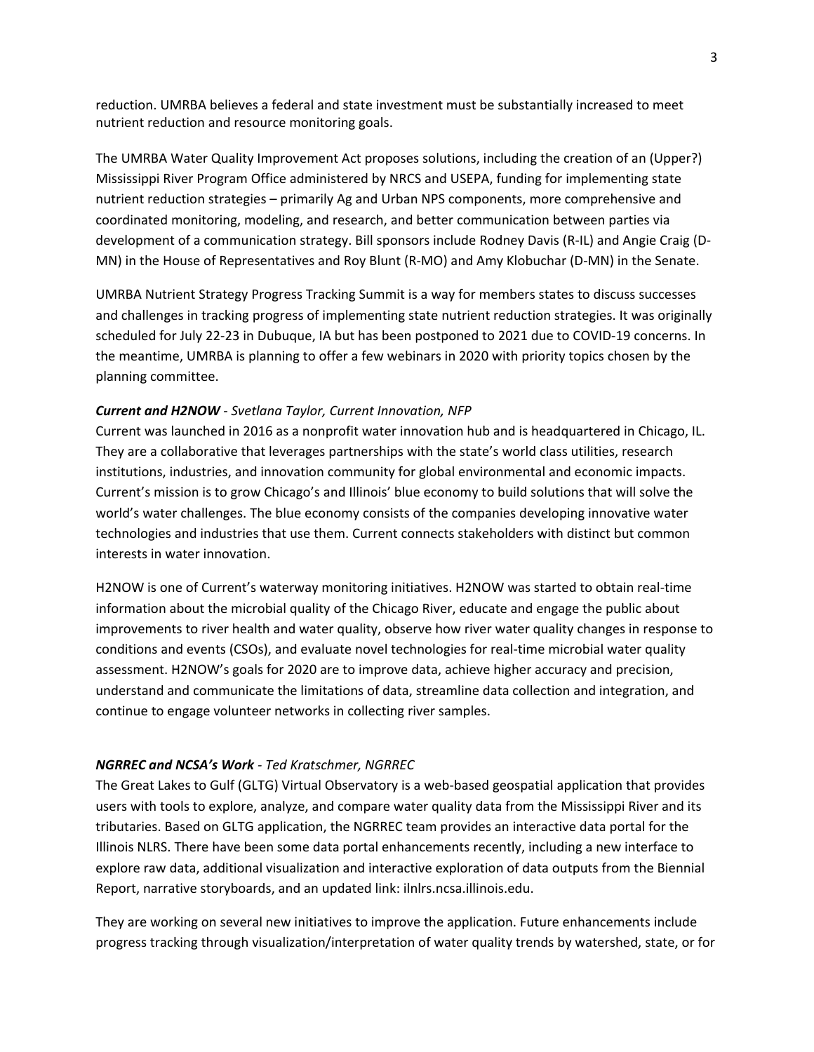reduction. UMRBA believes a federal and state investment must be substantially increased to meet nutrient reduction and resource monitoring goals.

The UMRBA Water Quality Improvement Act proposes solutions, including the creation of an (Upper?) Mississippi River Program Office administered by NRCS and USEPA, funding for implementing state nutrient reduction strategies – primarily Ag and Urban NPS components, more comprehensive and coordinated monitoring, modeling, and research, and better communication between parties via development of a communication strategy. Bill sponsors include Rodney Davis (R-IL) and Angie Craig (D-MN) in the House of Representatives and Roy Blunt (R-MO) and Amy Klobuchar (D-MN) in the Senate.

UMRBA Nutrient Strategy Progress Tracking Summit is a way for members states to discuss successes and challenges in tracking progress of implementing state nutrient reduction strategies. It was originally scheduled for July 22-23 in Dubuque, IA but has been postponed to 2021 due to COVID-19 concerns. In the meantime, UMRBA is planning to offer a few webinars in 2020 with priority topics chosen by the planning committee.

***Current and H2NOW*** *- Svetlana Taylor, Current Innovation, NFP*

Current was launched in 2016 as a nonprofit water innovation hub and is headquartered in Chicago, IL. They are a collaborative that leverages partnerships with the state's world class utilities, research institutions, industries, and innovation community for global environmental and economic impacts. Current's mission is to grow Chicago's and Illinois' blue economy to build solutions that will solve the world's water challenges. The blue economy consists of the companies developing innovative water technologies and industries that use them. Current connects stakeholders with distinct but common interests in water innovation.

H2NOW is one of Current's waterway monitoring initiatives. H2NOW was started to obtain real-time information about the microbial quality of the Chicago River, educate and engage the public about improvements to river health and water quality, observe how river water quality changes in response to conditions and events (CSOs), and evaluate novel technologies for real-time microbial water quality assessment. H2NOW's goals for 2020 are to improve data, achieve higher accuracy and precision, understand and communicate the limitations of data, streamline data collection and integration, and continue to engage volunteer networks in collecting river samples.

***NGRREC and NCSA's Work*** *- Ted Kratschmer, NGRREC*

The Great Lakes to Gulf (GLTG) Virtual Observatory is a web-based geospatial application that provides users with tools to explore, analyze, and compare water quality data from the Mississippi River and its tributaries. Based on GLTG application, the NGRREC team provides an interactive data portal for the Illinois NLRS. There have been some data portal enhancements recently, including a new interface to explore raw data, additional visualization and interactive exploration of data outputs from the Biennial Report, narrative storyboards, and an updated link: ilnlrs.ncsa.illinois.edu.

They are working on several new initiatives to improve the application. Future enhancements include progress tracking through visualization/interpretation of water quality trends by watershed, state, or for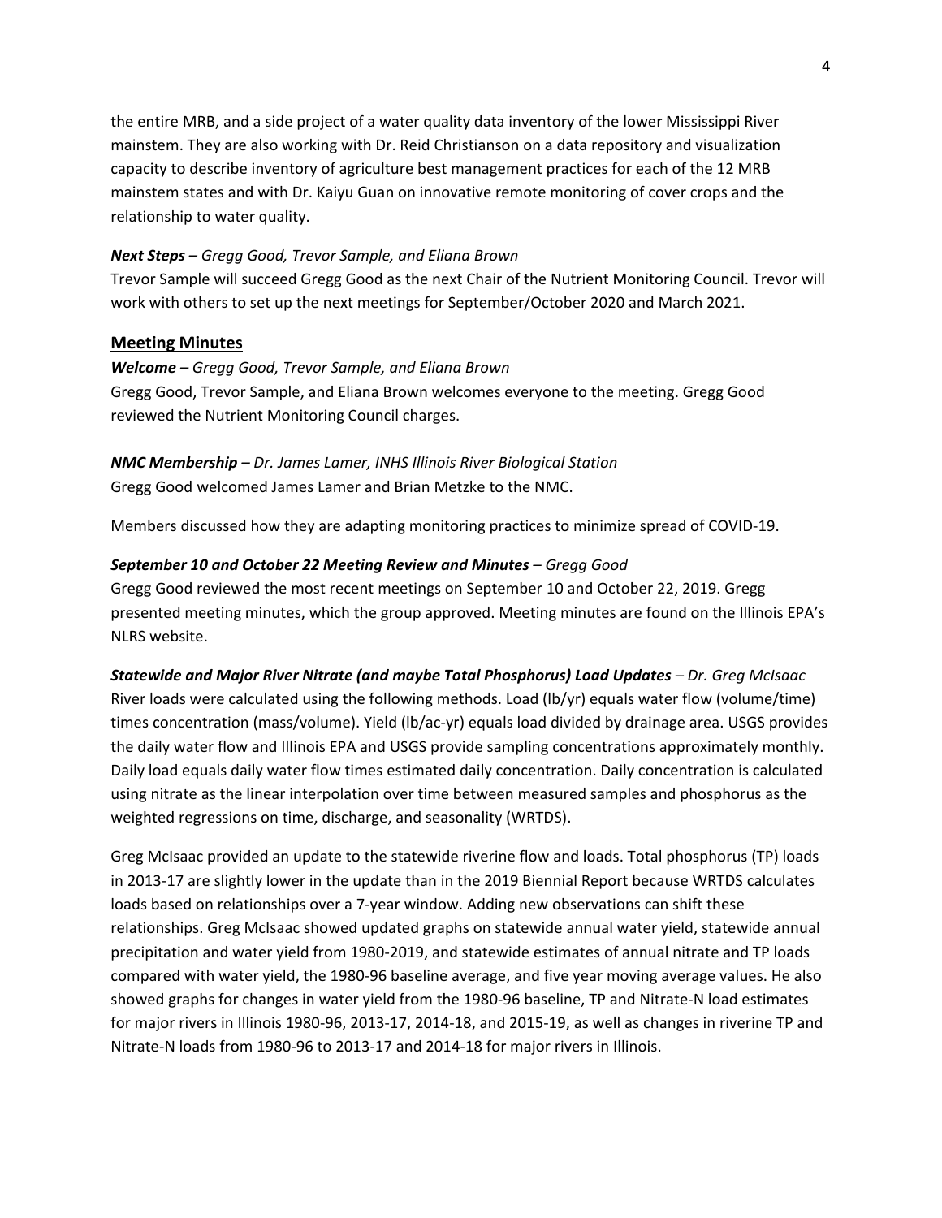the entire MRB, and a side project of a water quality data inventory of the lower Mississippi River mainstem. They are also working with Dr. Reid Christianson on a data repository and visualization capacity to describe inventory of agriculture best management practices for each of the 12 MRB mainstem states and with Dr. Kaiyu Guan on innovative remote monitoring of cover crops and the relationship to water quality.

***Next Steps*** *– Gregg Good, Trevor Sample, and Eliana Brown*
Trevor Sample will succeed Gregg Good as the next Chair of the Nutrient Monitoring Council. Trevor will work with others to set up the next meetings for September/October 2020 and March 2021.

## Meeting Minutes

***Welcome*** *– Gregg Good, Trevor Sample, and Eliana Brown*
Gregg Good, Trevor Sample, and Eliana Brown welcomes everyone to the meeting. Gregg Good reviewed the Nutrient Monitoring Council charges.

***NMC Membership*** *– Dr. James Lamer, INHS Illinois River Biological Station*
Gregg Good welcomed James Lamer and Brian Metzke to the NMC.

Members discussed how they are adapting monitoring practices to minimize spread of COVID-19.

***September 10 and October 22 Meeting Review and Minutes*** *– Gregg Good*
Gregg Good reviewed the most recent meetings on September 10 and October 22, 2019. Gregg presented meeting minutes, which the group approved. Meeting minutes are found on the Illinois EPA's NLRS website.

***Statewide and Major River Nitrate (and maybe Total Phosphorus) Load Updates*** *– Dr. Greg McIsaac*
River loads were calculated using the following methods. Load (lb/yr) equals water flow (volume/time) times concentration (mass/volume). Yield (lb/ac-yr) equals load divided by drainage area. USGS provides the daily water flow and Illinois EPA and USGS provide sampling concentrations approximately monthly. Daily load equals daily water flow times estimated daily concentration. Daily concentration is calculated using nitrate as the linear interpolation over time between measured samples and phosphorus as the weighted regressions on time, discharge, and seasonality (WRTDS).

Greg McIsaac provided an update to the statewide riverine flow and loads. Total phosphorus (TP) loads in 2013-17 are slightly lower in the update than in the 2019 Biennial Report because WRTDS calculates loads based on relationships over a 7-year window. Adding new observations can shift these relationships. Greg McIsaac showed updated graphs on statewide annual water yield, statewide annual precipitation and water yield from 1980-2019, and statewide estimates of annual nitrate and TP loads compared with water yield, the 1980-96 baseline average, and five year moving average values. He also showed graphs for changes in water yield from the 1980-96 baseline, TP and Nitrate-N load estimates for major rivers in Illinois 1980-96, 2013-17, 2014-18, and 2015-19, as well as changes in riverine TP and Nitrate-N loads from 1980-96 to 2013-17 and 2014-18 for major rivers in Illinois.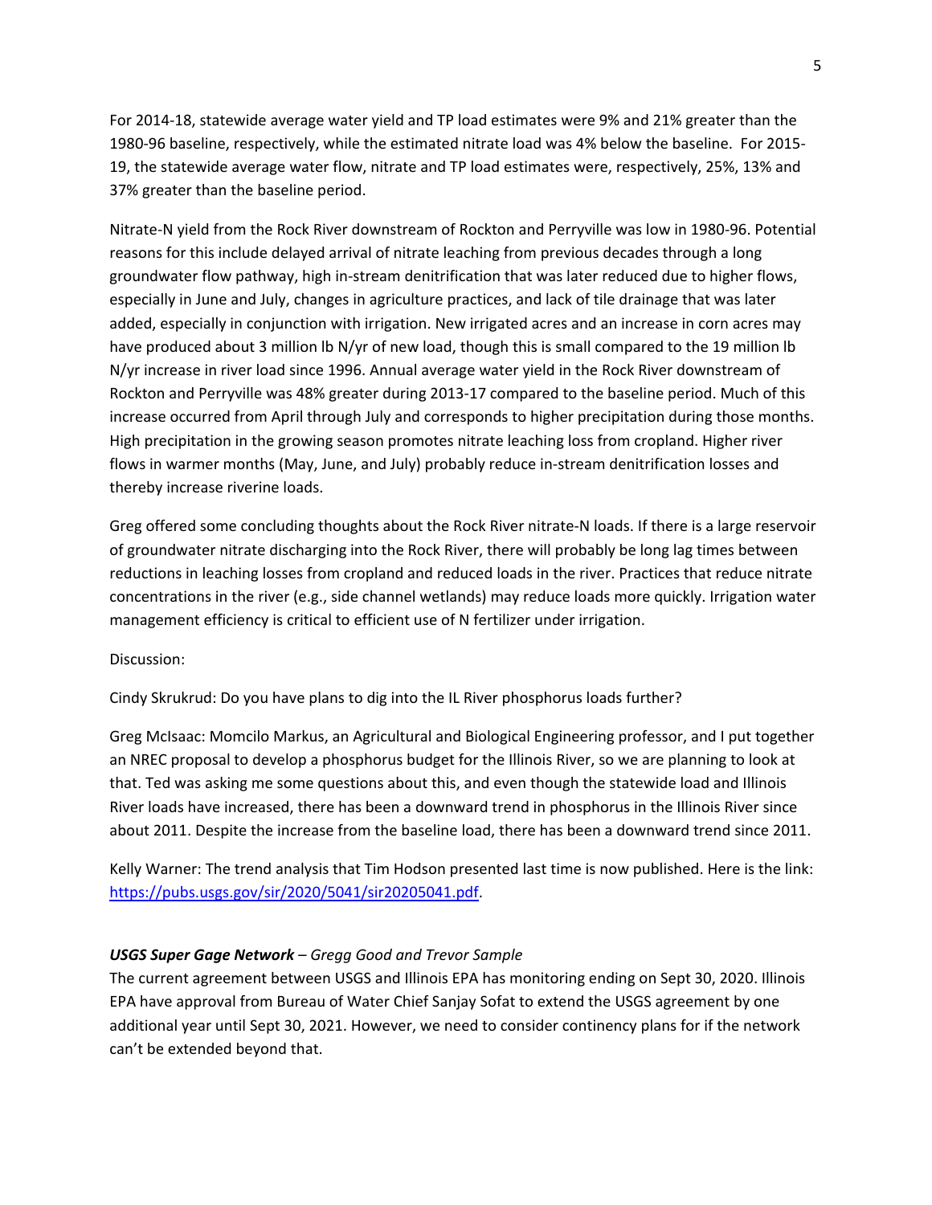For 2014-18, statewide average water yield and TP load estimates were 9% and 21% greater than the 1980-96 baseline, respectively, while the estimated nitrate load was 4% below the baseline. For 2015-19, the statewide average water flow, nitrate and TP load estimates were, respectively, 25%, 13% and 37% greater than the baseline period.

Nitrate-N yield from the Rock River downstream of Rockton and Perryville was low in 1980-96. Potential reasons for this include delayed arrival of nitrate leaching from previous decades through a long groundwater flow pathway, high in-stream denitrification that was later reduced due to higher flows, especially in June and July, changes in agriculture practices, and lack of tile drainage that was later added, especially in conjunction with irrigation. New irrigated acres and an increase in corn acres may have produced about 3 million lb N/yr of new load, though this is small compared to the 19 million lb N/yr increase in river load since 1996. Annual average water yield in the Rock River downstream of Rockton and Perryville was 48% greater during 2013-17 compared to the baseline period. Much of this increase occurred from April through July and corresponds to higher precipitation during those months. High precipitation in the growing season promotes nitrate leaching loss from cropland. Higher river flows in warmer months (May, June, and July) probably reduce in-stream denitrification losses and thereby increase riverine loads.

Greg offered some concluding thoughts about the Rock River nitrate-N loads. If there is a large reservoir of groundwater nitrate discharging into the Rock River, there will probably be long lag times between reductions in leaching losses from cropland and reduced loads in the river. Practices that reduce nitrate concentrations in the river (e.g., side channel wetlands) may reduce loads more quickly. Irrigation water management efficiency is critical to efficient use of N fertilizer under irrigation.

Discussion:

Cindy Skrukrud: Do you have plans to dig into the IL River phosphorus loads further?

Greg McIsaac: Momcilo Markus, an Agricultural and Biological Engineering professor, and I put together an NREC proposal to develop a phosphorus budget for the Illinois River, so we are planning to look at that. Ted was asking me some questions about this, and even though the statewide load and Illinois River loads have increased, there has been a downward trend in phosphorus in the Illinois River since about 2011. Despite the increase from the baseline load, there has been a downward trend since 2011.

Kelly Warner: The trend analysis that Tim Hodson presented last time is now published. Here is the link: https://pubs.usgs.gov/sir/2020/5041/sir20205041.pdf.

***USGS Super Gage Network*** *– Gregg Good and Trevor Sample*

The current agreement between USGS and Illinois EPA has monitoring ending on Sept 30, 2020. Illinois EPA have approval from Bureau of Water Chief Sanjay Sofat to extend the USGS agreement by one additional year until Sept 30, 2021. However, we need to consider continency plans for if the network can't be extended beyond that.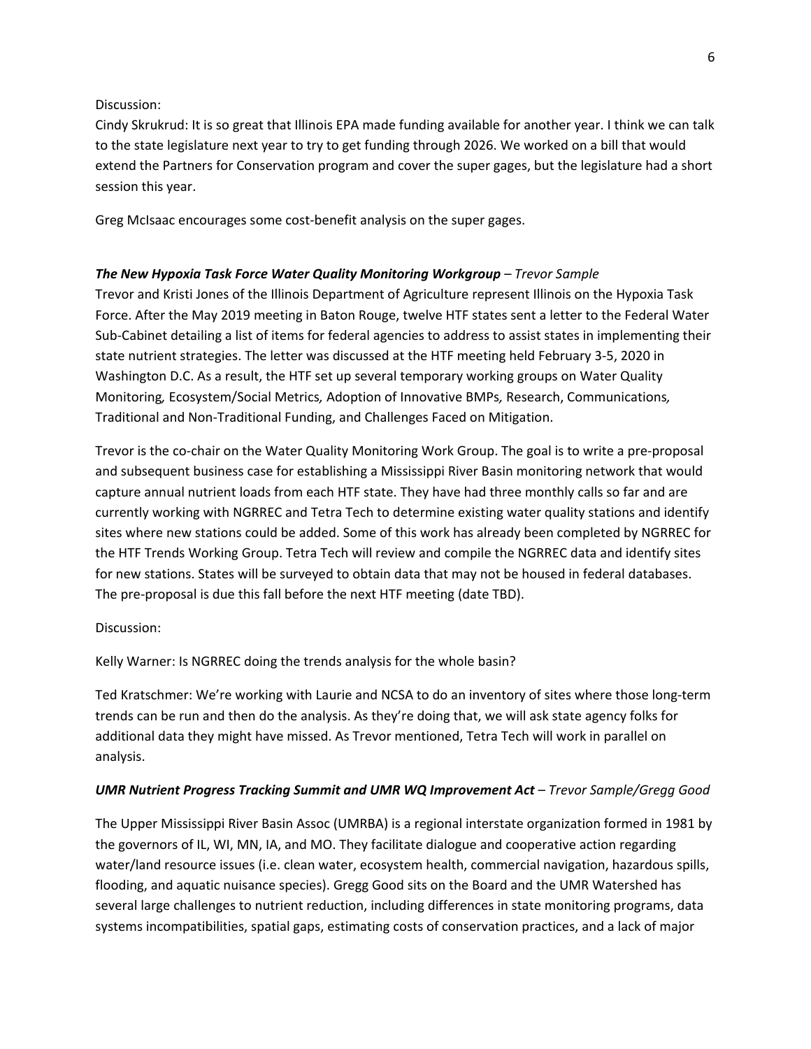Discussion:

Cindy Skrukrud: It is so great that Illinois EPA made funding available for another year. I think we can talk to the state legislature next year to try to get funding through 2026. We worked on a bill that would extend the Partners for Conservation program and cover the super gages, but the legislature had a short session this year.

Greg McIsaac encourages some cost-benefit analysis on the super gages.

***The New Hypoxia Task Force Water Quality Monitoring Workgroup*** *– Trevor Sample*

Trevor and Kristi Jones of the Illinois Department of Agriculture represent Illinois on the Hypoxia Task Force. After the May 2019 meeting in Baton Rouge, twelve HTF states sent a letter to the Federal Water Sub-Cabinet detailing a list of items for federal agencies to address to assist states in implementing their state nutrient strategies. The letter was discussed at the HTF meeting held February 3-5, 2020 in Washington D.C. As a result, the HTF set up several temporary working groups on Water Quality Monitoring*,* Ecosystem/Social Metrics*,* Adoption of Innovative BMPs*,* Research, Communications*,* Traditional and Non-Traditional Funding, and Challenges Faced on Mitigation.

Trevor is the co-chair on the Water Quality Monitoring Work Group. The goal is to write a pre-proposal and subsequent business case for establishing a Mississippi River Basin monitoring network that would capture annual nutrient loads from each HTF state. They have had three monthly calls so far and are currently working with NGRREC and Tetra Tech to determine existing water quality stations and identify sites where new stations could be added. Some of this work has already been completed by NGRREC for the HTF Trends Working Group. Tetra Tech will review and compile the NGRREC data and identify sites for new stations. States will be surveyed to obtain data that may not be housed in federal databases. The pre-proposal is due this fall before the next HTF meeting (date TBD).

Discussion:

Kelly Warner: Is NGRREC doing the trends analysis for the whole basin?

Ted Kratschmer: We're working with Laurie and NCSA to do an inventory of sites where those long-term trends can be run and then do the analysis. As they're doing that, we will ask state agency folks for additional data they might have missed. As Trevor mentioned, Tetra Tech will work in parallel on analysis.

***UMR Nutrient Progress Tracking Summit and UMR WQ Improvement Act*** *– Trevor Sample/Gregg Good*

The Upper Mississippi River Basin Assoc (UMRBA) is a regional interstate organization formed in 1981 by the governors of IL, WI, MN, IA, and MO. They facilitate dialogue and cooperative action regarding water/land resource issues (i.e. clean water, ecosystem health, commercial navigation, hazardous spills, flooding, and aquatic nuisance species). Gregg Good sits on the Board and the UMR Watershed has several large challenges to nutrient reduction, including differences in state monitoring programs, data systems incompatibilities, spatial gaps, estimating costs of conservation practices, and a lack of major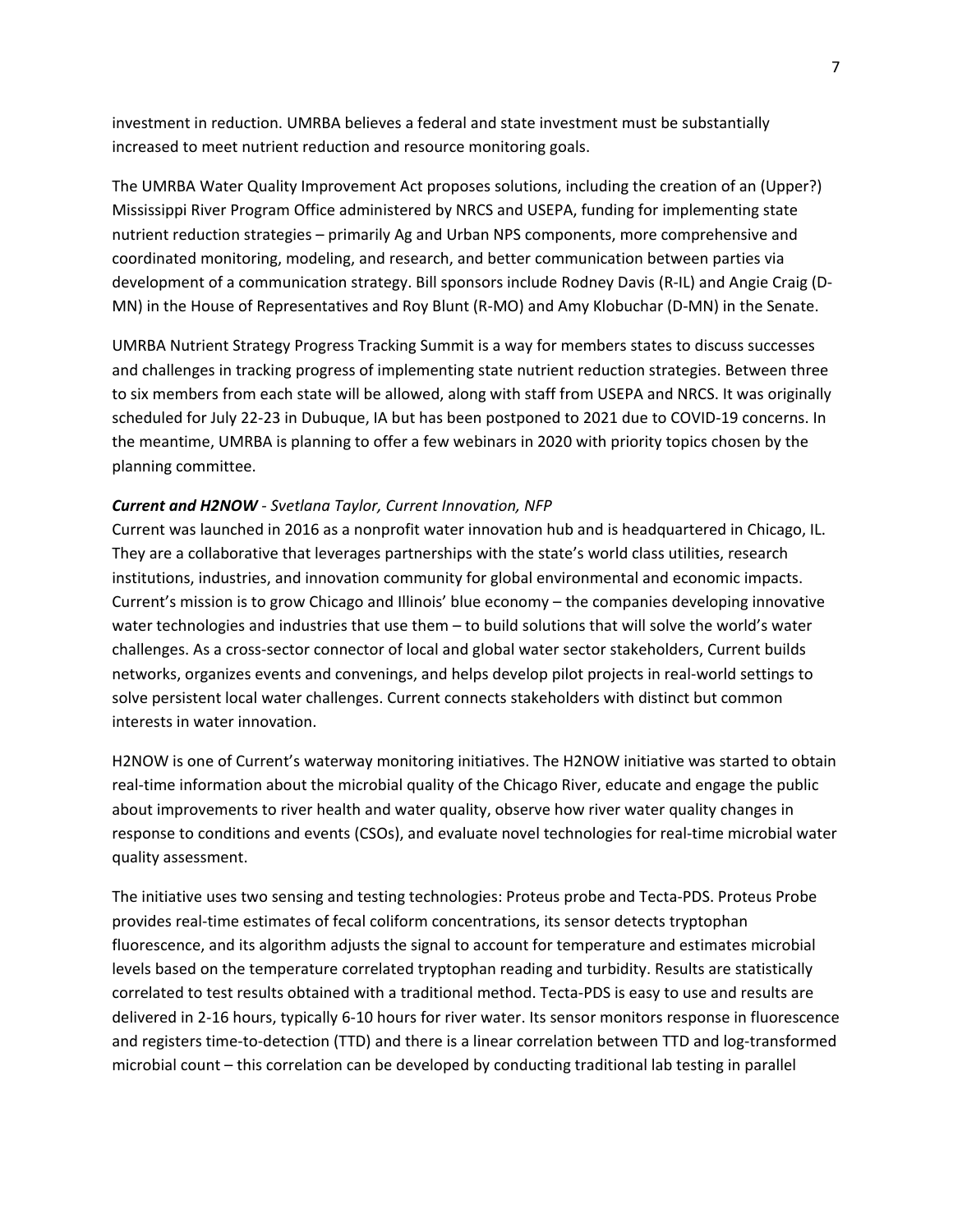investment in reduction. UMRBA believes a federal and state investment must be substantially increased to meet nutrient reduction and resource monitoring goals.

The UMRBA Water Quality Improvement Act proposes solutions, including the creation of an (Upper?) Mississippi River Program Office administered by NRCS and USEPA, funding for implementing state nutrient reduction strategies – primarily Ag and Urban NPS components, more comprehensive and coordinated monitoring, modeling, and research, and better communication between parties via development of a communication strategy. Bill sponsors include Rodney Davis (R-IL) and Angie Craig (D-MN) in the House of Representatives and Roy Blunt (R-MO) and Amy Klobuchar (D-MN) in the Senate.

UMRBA Nutrient Strategy Progress Tracking Summit is a way for members states to discuss successes and challenges in tracking progress of implementing state nutrient reduction strategies. Between three to six members from each state will be allowed, along with staff from USEPA and NRCS. It was originally scheduled for July 22-23 in Dubuque, IA but has been postponed to 2021 due to COVID-19 concerns. In the meantime, UMRBA is planning to offer a few webinars in 2020 with priority topics chosen by the planning committee.

***Current and H2NOW*** *- Svetlana Taylor, Current Innovation, NFP*

Current was launched in 2016 as a nonprofit water innovation hub and is headquartered in Chicago, IL. They are a collaborative that leverages partnerships with the state's world class utilities, research institutions, industries, and innovation community for global environmental and economic impacts. Current's mission is to grow Chicago and Illinois' blue economy – the companies developing innovative water technologies and industries that use them – to build solutions that will solve the world's water challenges. As a cross-sector connector of local and global water sector stakeholders, Current builds networks, organizes events and convenings, and helps develop pilot projects in real-world settings to solve persistent local water challenges. Current connects stakeholders with distinct but common interests in water innovation.

H2NOW is one of Current's waterway monitoring initiatives. The H2NOW initiative was started to obtain real-time information about the microbial quality of the Chicago River, educate and engage the public about improvements to river health and water quality, observe how river water quality changes in response to conditions and events (CSOs), and evaluate novel technologies for real-time microbial water quality assessment.

The initiative uses two sensing and testing technologies: Proteus probe and Tecta-PDS. Proteus Probe provides real-time estimates of fecal coliform concentrations, its sensor detects tryptophan fluorescence, and its algorithm adjusts the signal to account for temperature and estimates microbial levels based on the temperature correlated tryptophan reading and turbidity. Results are statistically correlated to test results obtained with a traditional method. Tecta-PDS is easy to use and results are delivered in 2-16 hours, typically 6-10 hours for river water. Its sensor monitors response in fluorescence and registers time-to-detection (TTD) and there is a linear correlation between TTD and log-transformed microbial count – this correlation can be developed by conducting traditional lab testing in parallel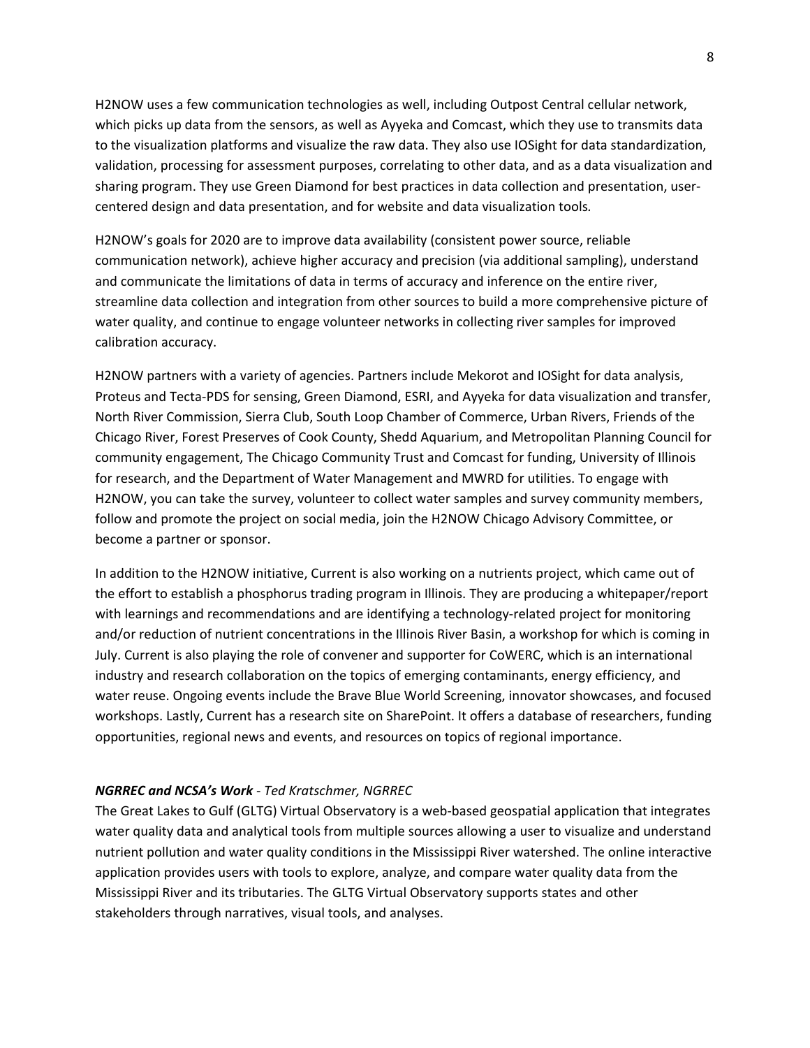H2NOW uses a few communication technologies as well, including Outpost Central cellular network, which picks up data from the sensors, as well as Ayyeka and Comcast, which they use to transmits data to the visualization platforms and visualize the raw data. They also use IOSight for data standardization, validation, processing for assessment purposes, correlating to other data, and as a data visualization and sharing program. They use Green Diamond for best practices in data collection and presentation, user-centered design and data presentation, and for website and data visualization tools.

H2NOW's goals for 2020 are to improve data availability (consistent power source, reliable communication network), achieve higher accuracy and precision (via additional sampling), understand and communicate the limitations of data in terms of accuracy and inference on the entire river, streamline data collection and integration from other sources to build a more comprehensive picture of water quality, and continue to engage volunteer networks in collecting river samples for improved calibration accuracy.

H2NOW partners with a variety of agencies. Partners include Mekorot and IOSight for data analysis, Proteus and Tecta-PDS for sensing, Green Diamond, ESRI, and Ayyeka for data visualization and transfer, North River Commission, Sierra Club, South Loop Chamber of Commerce, Urban Rivers, Friends of the Chicago River, Forest Preserves of Cook County, Shedd Aquarium, and Metropolitan Planning Council for community engagement, The Chicago Community Trust and Comcast for funding, University of Illinois for research, and the Department of Water Management and MWRD for utilities. To engage with H2NOW, you can take the survey, volunteer to collect water samples and survey community members, follow and promote the project on social media, join the H2NOW Chicago Advisory Committee, or become a partner or sponsor.

In addition to the H2NOW initiative, Current is also working on a nutrients project, which came out of the effort to establish a phosphorus trading program in Illinois. They are producing a whitepaper/report with learnings and recommendations and are identifying a technology-related project for monitoring and/or reduction of nutrient concentrations in the Illinois River Basin, a workshop for which is coming in July. Current is also playing the role of convener and supporter for CoWERC, which is an international industry and research collaboration on the topics of emerging contaminants, energy efficiency, and water reuse. Ongoing events include the Brave Blue World Screening, innovator showcases, and focused workshops. Lastly, Current has a research site on SharePoint. It offers a database of researchers, funding opportunities, regional news and events, and resources on topics of regional importance.

***NGRREC and NCSA's Work*** *- Ted Kratschmer, NGRREC*

The Great Lakes to Gulf (GLTG) Virtual Observatory is a web-based geospatial application that integrates water quality data and analytical tools from multiple sources allowing a user to visualize and understand nutrient pollution and water quality conditions in the Mississippi River watershed. The online interactive application provides users with tools to explore, analyze, and compare water quality data from the Mississippi River and its tributaries. The GLTG Virtual Observatory supports states and other stakeholders through narratives, visual tools, and analyses.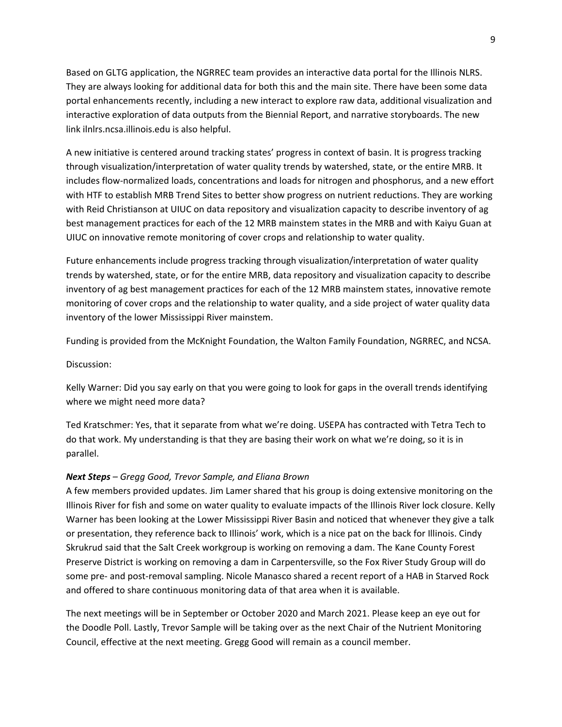Based on GLTG application, the NGRREC team provides an interactive data portal for the Illinois NLRS. They are always looking for additional data for both this and the main site. There have been some data portal enhancements recently, including a new interact to explore raw data, additional visualization and interactive exploration of data outputs from the Biennial Report, and narrative storyboards. The new link ilnlrs.ncsa.illinois.edu is also helpful.

A new initiative is centered around tracking states' progress in context of basin. It is progress tracking through visualization/interpretation of water quality trends by watershed, state, or the entire MRB. It includes flow-normalized loads, concentrations and loads for nitrogen and phosphorus, and a new effort with HTF to establish MRB Trend Sites to better show progress on nutrient reductions. They are working with Reid Christianson at UIUC on data repository and visualization capacity to describe inventory of ag best management practices for each of the 12 MRB mainstem states in the MRB and with Kaiyu Guan at UIUC on innovative remote monitoring of cover crops and relationship to water quality.

Future enhancements include progress tracking through visualization/interpretation of water quality trends by watershed, state, or for the entire MRB, data repository and visualization capacity to describe inventory of ag best management practices for each of the 12 MRB mainstem states, innovative remote monitoring of cover crops and the relationship to water quality, and a side project of water quality data inventory of the lower Mississippi River mainstem.

Funding is provided from the McKnight Foundation, the Walton Family Foundation, NGRREC, and NCSA.

Discussion:

Kelly Warner: Did you say early on that you were going to look for gaps in the overall trends identifying where we might need more data?

Ted Kratschmer: Yes, that it separate from what we're doing. USEPA has contracted with Tetra Tech to do that work. My understanding is that they are basing their work on what we're doing, so it is in parallel.

***Next Steps*** – *Gregg Good, Trevor Sample, and Eliana Brown*

A few members provided updates. Jim Lamer shared that his group is doing extensive monitoring on the Illinois River for fish and some on water quality to evaluate impacts of the Illinois River lock closure. Kelly Warner has been looking at the Lower Mississippi River Basin and noticed that whenever they give a talk or presentation, they reference back to Illinois' work, which is a nice pat on the back for Illinois. Cindy Skrukrud said that the Salt Creek workgroup is working on removing a dam. The Kane County Forest Preserve District is working on removing a dam in Carpentersville, so the Fox River Study Group will do some pre- and post-removal sampling. Nicole Manasco shared a recent report of a HAB in Starved Rock and offered to share continuous monitoring data of that area when it is available.

The next meetings will be in September or October 2020 and March 2021. Please keep an eye out for the Doodle Poll. Lastly, Trevor Sample will be taking over as the next Chair of the Nutrient Monitoring Council, effective at the next meeting. Gregg Good will remain as a council member.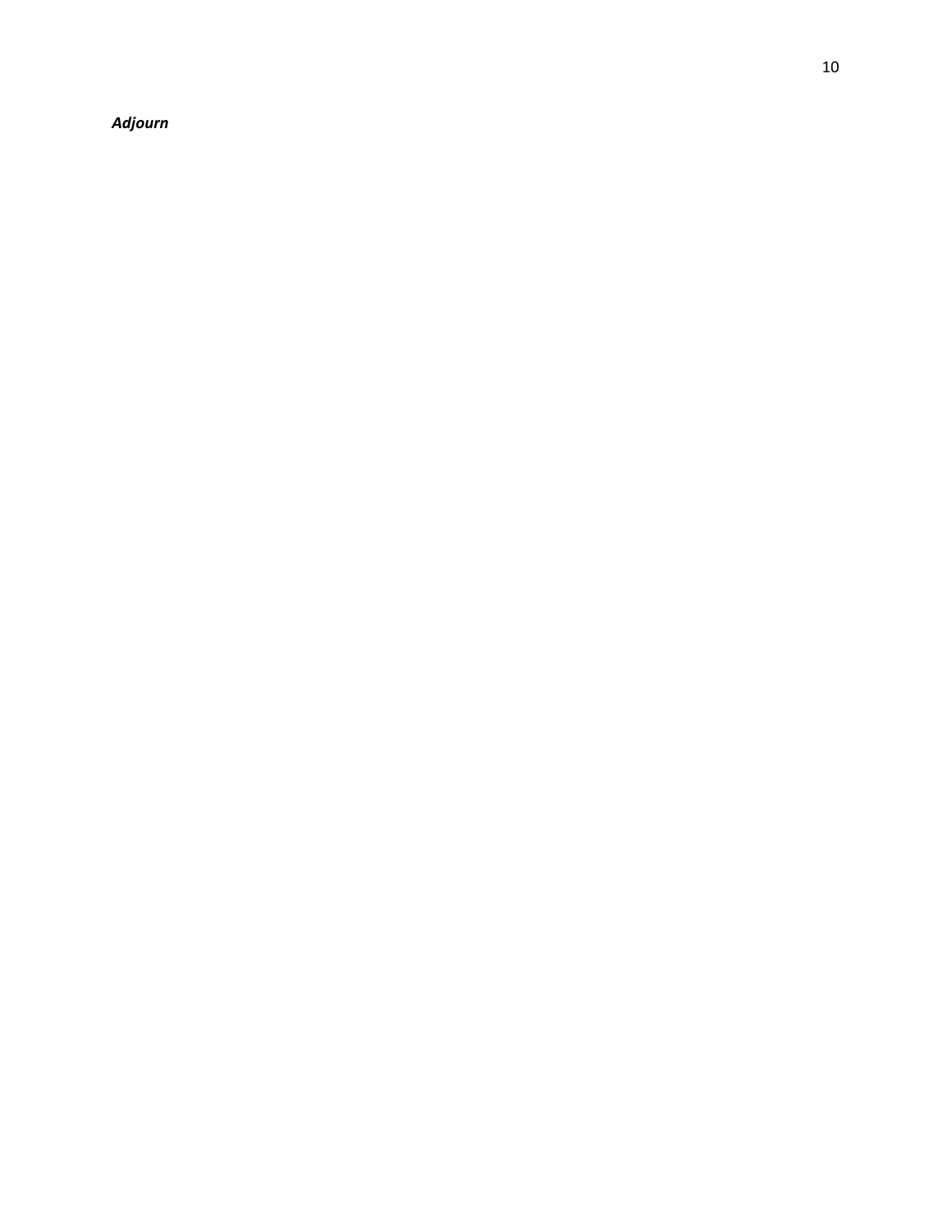***Adjourn***